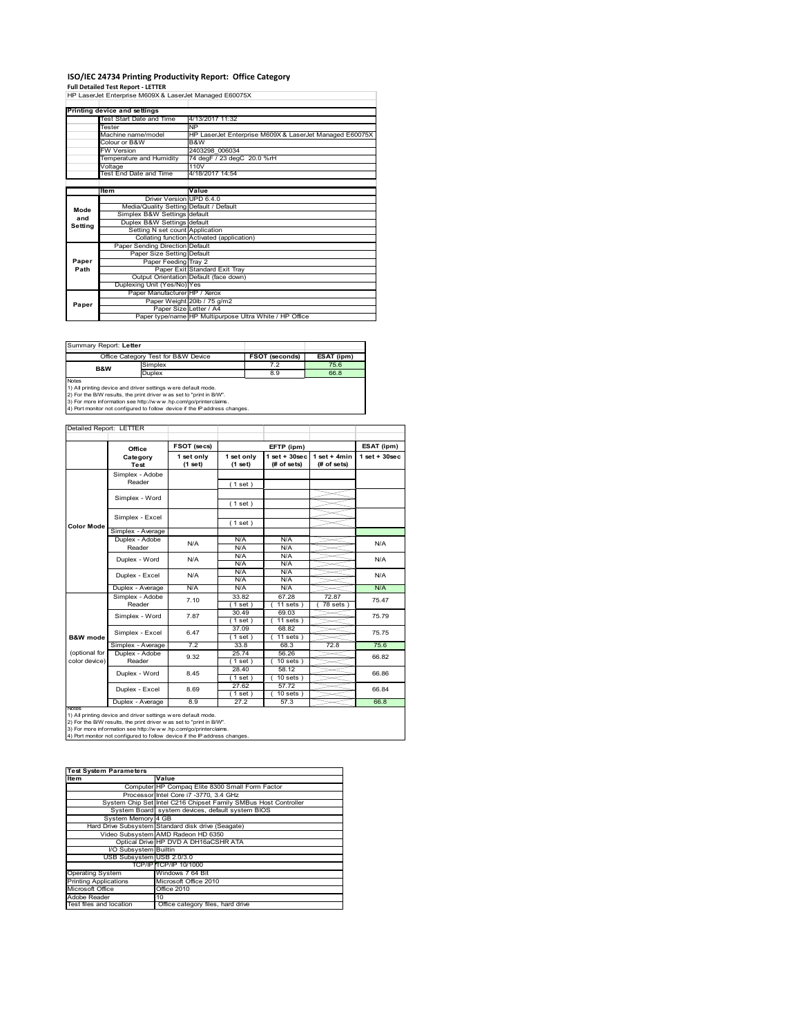# ISO/IEC 24734 Printing Productivity Report: Office Category

**Full Detailed Test Report - LETTER**

HP LaserJet Enterprise M609X & LaserJet Managed E60075X

| Printing device and settings | |
|---|---|
| Test Start Date and Time | 4/13/2017 11:32 |
| Tester | NP |
| Machine name/model | HP LaserJet Enterprise M609X & LaserJet Managed E60075X |
| Colour or B&W | B&W |
| FW Version | 2403298_006034 |
| Temperature and Humidity | 74 degF / 23 degC 20.0 %rH |
| Voltage | 110V |
| Test End Date and Time | 4/18/2017 14:54 |

| | Item | Value |
|---|---|---|
| Mode and Setting | Driver Version | UPD 6.4.0 |
| | Media/Quality Setting | Default / Default |
| | Simplex B&W Settings | default |
| | Duplex B&W Settings | default |
| | Setting N set count | Application |
| | Collating function | Activated (application) |
| Paper Path | Paper Sending Direction | Default |
| | Paper Size Setting | Default |
| | Paper Feeding | Tray 2 |
| | Paper Exit | Standard Exit Tray |
| | Output Orientation | Default (face down) |
| | Duplexing Unit (Yes/No) | Yes |
| Paper | Paper Manufacturer | HP / Xerox |
| | Paper Weight | 20lb / 75 g/m2 |
| | Paper Size | Letter / A4 |
| | Paper type/name | HP Multipurpose Ultra White / HP Office |

Summary Report: **Letter**

| Office Category Test for B&W Device | | FSOT (seconds) | ESAT (ipm) |
|---|---|---|---|
| B&W | Simplex | 7.2 | 75.6 |
| | Duplex | 8.9 | 66.8 |

Notes
1) All printing device and driver settings were default mode.
2) For the B/W results, the print driver was set to "print in B/W".
3) For more information see http://www.hp.com/go/printerclaims.
4) Port monitor not configured to follow device if the IP address changes.

Detailed Report: LETTER

| | Office Category Test | FSOT (secs) 1 set only (1 set) | EFTP (ipm) 1 set only (1 set) | EFTP (ipm) 1 set + 30sec (# of sets) | EFTP (ipm) 1 set + 4min (# of sets) | ESAT (ipm) 1 set + 30sec |
|---|---|---|---|---|---|---|
| Color Mode | Simplex - Adobe Reader | | ( 1 set ) | | | |
| | Simplex - Word | | ( 1 set ) | | | |
| | Simplex - Excel | | ( 1 set ) | | | |
| | Simplex - Average | | | | | |
| | Duplex - Adobe Reader | N/A | N/A N/A | N/A N/A | | N/A |
| | Duplex - Word | N/A | N/A N/A | N/A N/A | | N/A |
| | Duplex - Excel | N/A | N/A N/A | N/A N/A | | N/A |
| | Duplex - Average | N/A | N/A | N/A | | N/A |
| B&W mode (optional for color device) | Simplex - Adobe Reader | 7.10 | 33.82 ( 1 set ) | 67.28 ( 11 sets ) | 72.87 ( 78 sets ) | 75.47 |
| | Simplex - Word | 7.87 | 30.49 ( 1 set ) | 69.03 ( 11 sets ) | | 75.79 |
| | Simplex - Excel | 6.47 | 37.09 ( 1 set ) | 68.82 ( 11 sets ) | | 75.75 |
| | Simplex - Average | 7.2 | 33.8 | 68.3 | 72.8 | 75.6 |
| | Duplex - Adobe Reader | 9.32 | 25.74 ( 1 set ) | 56.26 ( 10 sets ) | | 66.82 |
| | Duplex - Word | 8.45 | 28.40 ( 1 set ) | 58.12 ( 10 sets ) | | 66.86 |
| | Duplex - Excel | 8.69 | 27.62 ( 1 set ) | 57.72 ( 10 sets ) | | 66.84 |
| | Duplex - Average | 8.9 | 27.2 | 57.3 | | 66.8 |

Notes
1) All printing device and driver settings were default mode.
2) For the B/W results, the print driver was set to "print in B/W".
3) For more information see http://www.hp.com/go/printerclaims.
4) Port monitor not configured to follow device if the IP address changes.

| Test System Parameters | |
|---|---|
| **Item** | **Value** |
| Computer | HP Compaq Elite 8300 Small Form Factor |
| Processor | Intel Core i7 -3770, 3.4 GHz |
| System Chip Set | Intel C216 Chipset Family SMBus Host Controller |
| System Board | system devices, default system BIOS |
| System Memory | 4 GB |
| Hard Drive Subsystem | Standard disk drive (Seagate) |
| Video Subsystem | AMD Radeon HD 6350 |
| Optical Drive | HP DVD A DH16aCSHR ATA |
| I/O Subsystem | Builtin |
| USB Subsystem | USB 2.0/3.0 |
| TCP/IP | TCP/IP 10/1000 |
| Operating System | Windows 7 64 Bit |
| Printing Applications | Microsoft Office 2010 |
| Microsoft Office | Office 2010 |
| Adobe Reader | 10 |
| Test files and location | Office category files, hard drive |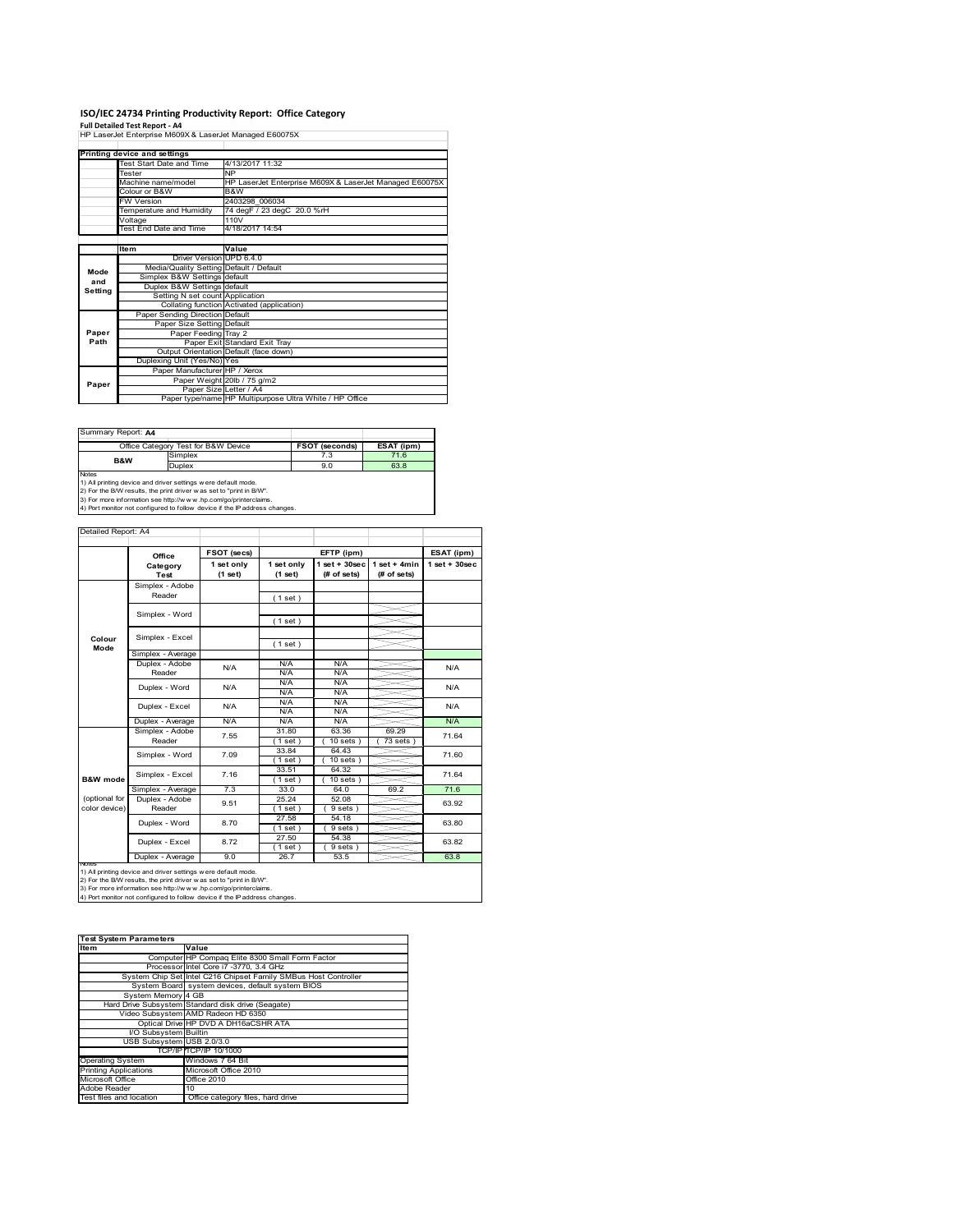# ISO/IEC 24734 Printing Productivity Report: Office Category

**Full Detailed Test Report - A4**

HP LaserJet Enterprise M609X & LaserJet Managed E60075X

| Printing device and settings | | |
|---|---|---|
| | Test Start Date and Time | 4/13/2017 11:32 |
| | Tester | NP |
| | Machine name/model | HP LaserJet Enterprise M609X & LaserJet Managed E60075X |
| | Colour or B&W | B&W |
| | FW Version | 2403298_006034 |
| | Temperature and Humidity | 74 degF / 23 degC 20.0 %rH |
| | Voltage | 110V |
| | Test End Date and Time | 4/18/2017 14:54 |

| | Item | Value |
|---|---|---|
| Mode and Setting | Driver Version | UPD 6.4.0 |
| | Media/Quality Setting | Default / Default |
| | Simplex B&W Settings | default |
| | Duplex B&W Settings | default |
| | Setting N set count | Application |
| | Collating function | Activated (application) |
| Paper Path | Paper Sending Direction | Default |
| | Paper Size Setting | Default |
| | Paper Feeding | Tray 2 |
| | Paper Exit | Standard Exit Tray |
| | Output Orientation | Default (face down) |
| | Duplexing Unit (Yes/No) | Yes |
| Paper | Paper Manufacturer | HP / Xerox |
| | Paper Weight | 20lb / 75 g/m2 |
| | Paper Size | Letter / A4 |
| | Paper type/name | HP Multipurpose Ultra White / HP Office |

Summary Report: **A4**

| Office Category Test for B&W Device | | FSOT (seconds) | ESAT (ipm) |
|---|---|---|---|
| B&W | Simplex | 7.3 | 71.6 |
| | Duplex | 9.0 | 63.8 |

Notes
1) All printing device and driver settings were default mode.
2) For the B/W results, the print driver was set to "print in B/W".
3) For more information see http://www.hp.com/go/printerclaims.
4) Port monitor not configured to follow device if the IP address changes.

Detailed Report: A4

| | Office Category Test | FSOT (secs) 1 set only (1 set) | EFTP (ipm) 1 set only (1 set) | EFTP (ipm) 1 set + 30sec (# of sets) | EFTP (ipm) 1 set + 4min (# of sets) | ESAT (ipm) 1 set + 30sec |
|---|---|---|---|---|---|---|
| Colour Mode | Simplex - Adobe Reader | | ( 1 set ) | | | |
| | Simplex - Word | | ( 1 set ) | | | |
| | Simplex - Excel | | ( 1 set ) | | | |
| | Simplex - Average | | | | | |
| | Duplex - Adobe Reader | N/A | N/A / N/A | N/A / N/A | | N/A |
| | Duplex - Word | N/A | N/A / N/A | N/A / N/A | | N/A |
| | Duplex - Excel | N/A | N/A / N/A | N/A / N/A | | N/A |
| | Duplex - Average | N/A | N/A | N/A | | N/A |
| B&W mode (optional for color device) | Simplex - Adobe Reader | 7.55 | 31.80 ( 1 set ) | 63.36 ( 10 sets ) | 69.29 ( 73 sets ) | 71.64 |
| | Simplex - Word | 7.09 | 33.84 ( 1 set ) | 64.43 ( 10 sets ) | | 71.60 |
| | Simplex - Excel | 7.16 | 33.51 ( 1 set ) | 64.32 ( 10 sets ) | | 71.64 |
| | Simplex - Average | 7.3 | 33.0 | 64.0 | 69.2 | 71.6 |
| | Duplex - Adobe Reader | 9.51 | 25.24 ( 1 set ) | 52.08 ( 9 sets ) | | 63.92 |
| | Duplex - Word | 8.70 | 27.58 ( 1 set ) | 54.18 ( 9 sets ) | | 63.80 |
| | Duplex - Excel | 8.72 | 27.50 ( 1 set ) | 54.38 ( 9 sets ) | | 63.82 |
| | Duplex - Average | 9.0 | 26.7 | 53.5 | | 63.8 |

Notes
1) All printing device and driver settings were default mode.
2) For the B/W results, the print driver was set to "print in B/W".
3) For more information see http://www.hp.com/go/printerclaims.
4) Port monitor not configured to follow device if the IP address changes.

| Test System Parameters | |
|---|---|
| Item | Value |
| Computer | HP Compaq Elite 8300 Small Form Factor |
| Processor | Intel Core i7 -3770, 3.4 GHz |
| System Chip Set | Intel C216 Chipset Family SMBus Host Controller |
| System Board | system devices, default system BIOS |
| System Memory | 4 GB |
| Hard Drive Subsystem | Standard disk drive (Seagate) |
| Video Subsystem | AMD Radeon HD 6350 |
| Optical Drive | HP DVD A DH16aCSHR ATA |
| I/O Subsystem | Builtin |
| USB Subsystem | USB 2.0/3.0 |
| TCP/IP | TCP/IP 10/1000 |
| Operating System | Windows 7 64 Bit |
| Printing Applications | Microsoft Office 2010 |
| Microsoft Office | Office 2010 |
| Adobe Reader | 10 |
| Test files and location | Office category files, hard drive |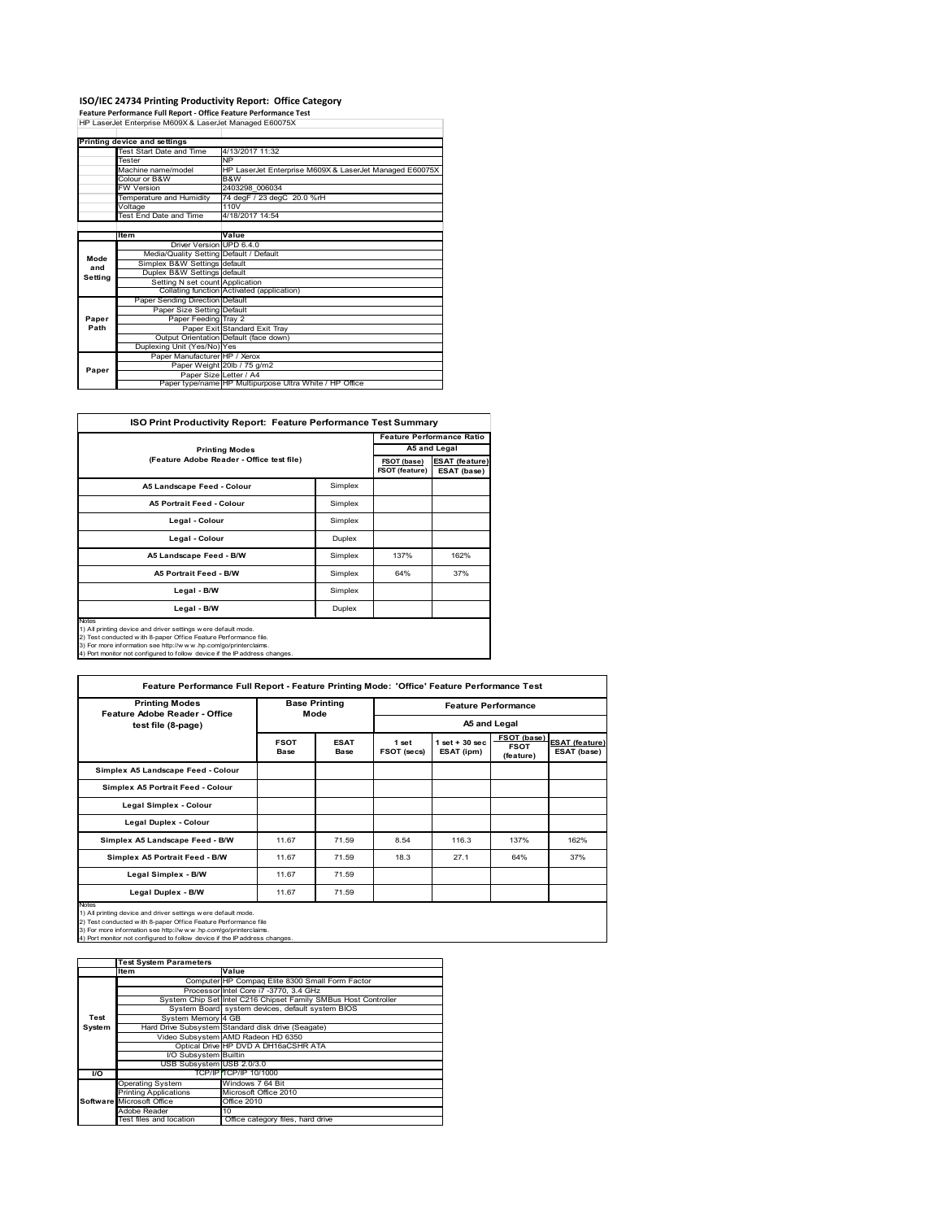# ISO/IEC 24734 Printing Productivity Report: Office Category

**Feature Performance Full Report - Office Feature Performance Test**

HP LaserJet Enterprise M609X & LaserJet Managed E60075X

| Printing device and settings | | |
|---|---|---|
| | Test Start Date and Time | 4/13/2017 11:32 |
| | Tester | NP |
| | Machine name/model | HP LaserJet Enterprise M609X & LaserJet Managed E60075X |
| | Colour or B&W | B&W |
| | FW Version | 2403298_006034 |
| | Temperature and Humidity | 74 degF / 23 degC 20.0 %rH |
| | Voltage | 110V |
| | Test End Date and Time | 4/18/2017 14:54 |

| | Item | Value |
|---|---|---|
| Mode and Setting | Driver Version | UPD 6.4.0 |
| | Media/Quality Setting | Default / Default |
| | Simplex B&W Settings | default |
| | Duplex B&W Settings | default |
| | Setting N set count | Application |
| | Collating function | Activated (application) |
| Paper Path | Paper Sending Direction | Default |
| | Paper Size Setting | Default |
| | Paper Feeding | Tray 2 |
| | Paper Exit | Standard Exit Tray |
| | Output Orientation | Default (face down) |
| | Duplexing Unit (Yes/No) | Yes |
| Paper | Paper Manufacturer | HP / Xerox |
| | Paper Weight | 20lb / 75 g/m2 |
| | Paper Size | Letter / A4 |
| | Paper type/name | HP Multipurpose Ultra White / HP Office |

## ISO Print Productivity Report: Feature Performance Test Summary

| Printing Modes (Feature Adobe Reader - Office test file) | | Feature Performance Ratio A5 and Legal | |
|---|---|---|---|
| | | FSOT (base) / FSOT (feature) | ESAT (feature) / ESAT (base) |
| A5 Landscape Feed - Colour | Simplex | | |
| A5 Portrait Feed - Colour | Simplex | | |
| Legal - Colour | Simplex | | |
| Legal - Colour | Duplex | | |
| A5 Landscape Feed - B/W | Simplex | 137% | 162% |
| A5 Portrait Feed - B/W | Simplex | 64% | 37% |
| Legal - B/W | Simplex | | |
| Legal - B/W | Duplex | | |

Notes
1) All printing device and driver settings were default mode.
2) Test conducted with 8-paper Office Feature Performance file.
3) For more information see http://www.hp.com/go/printerclaims.
4) Port monitor not configured to follow device if the IP address changes.

## Feature Performance Full Report - Feature Printing Mode: 'Office' Feature Performance Test

| Printing Modes Feature Adobe Reader - Office test file (8-page) | Base Printing Mode | | Feature Performance A5 and Legal | | | |
|---|---|---|---|---|---|---|
| | FSOT Base | ESAT Base | 1 set FSOT (secs) | 1 set + 30 sec ESAT (ipm) | FSOT (base) / FSOT (feature) | ESAT (feature) / ESAT (base) |
| Simplex A5 Landscape Feed - Colour | | | | | | |
| Simplex A5 Portrait Feed - Colour | | | | | | |
| Legal Simplex - Colour | | | | | | |
| Legal Duplex - Colour | | | | | | |
| Simplex A5 Landscape Feed - B/W | 11.67 | 71.59 | 8.54 | 116.3 | 137% | 162% |
| Simplex A5 Portrait Feed - B/W | 11.67 | 71.59 | 18.3 | 27.1 | 64% | 37% |
| Legal Simplex - B/W | 11.67 | 71.59 | | | | |
| Legal Duplex - B/W | 11.67 | 71.59 | | | | |

Notes
1) All printing device and driver settings were default mode.
2) Test conducted with 8-paper Office Feature Performance file
3) For more information see http://www.hp.com/go/printerclaims.
4) Port monitor not configured to follow device if the IP address changes.

| | Test System Parameters | |
|---|---|---|
| | Item | Value |
| Test System | Computer | HP Compaq Elite 8300 Small Form Factor |
| | Processor | Intel Core i7 -3770, 3.4 GHz |
| | System Chip Set | Intel C216 Chipset Family SMBus Host Controller |
| | System Board | system devices, default system BIOS |
| | System Memory | 4 GB |
| | Hard Drive Subsystem | Standard disk drive (Seagate) |
| | Video Subsystem | AMD Radeon HD 6350 |
| | Optical Drive | HP DVD A DH16aCSHR ATA |
| | I/O Subsystem | Builtin |
| | USB Subsystem | USB 2.0/3.0 |
| I/O | TCP/IP | TCP/IP 10/1000 |
| Software | Operating System | Windows 7 64 Bit |
| | Printing Applications | Microsoft Office 2010 |
| | Microsoft Office | Office 2010 |
| | Adobe Reader | 10 |
| | Test files and location | Office category files, hard drive |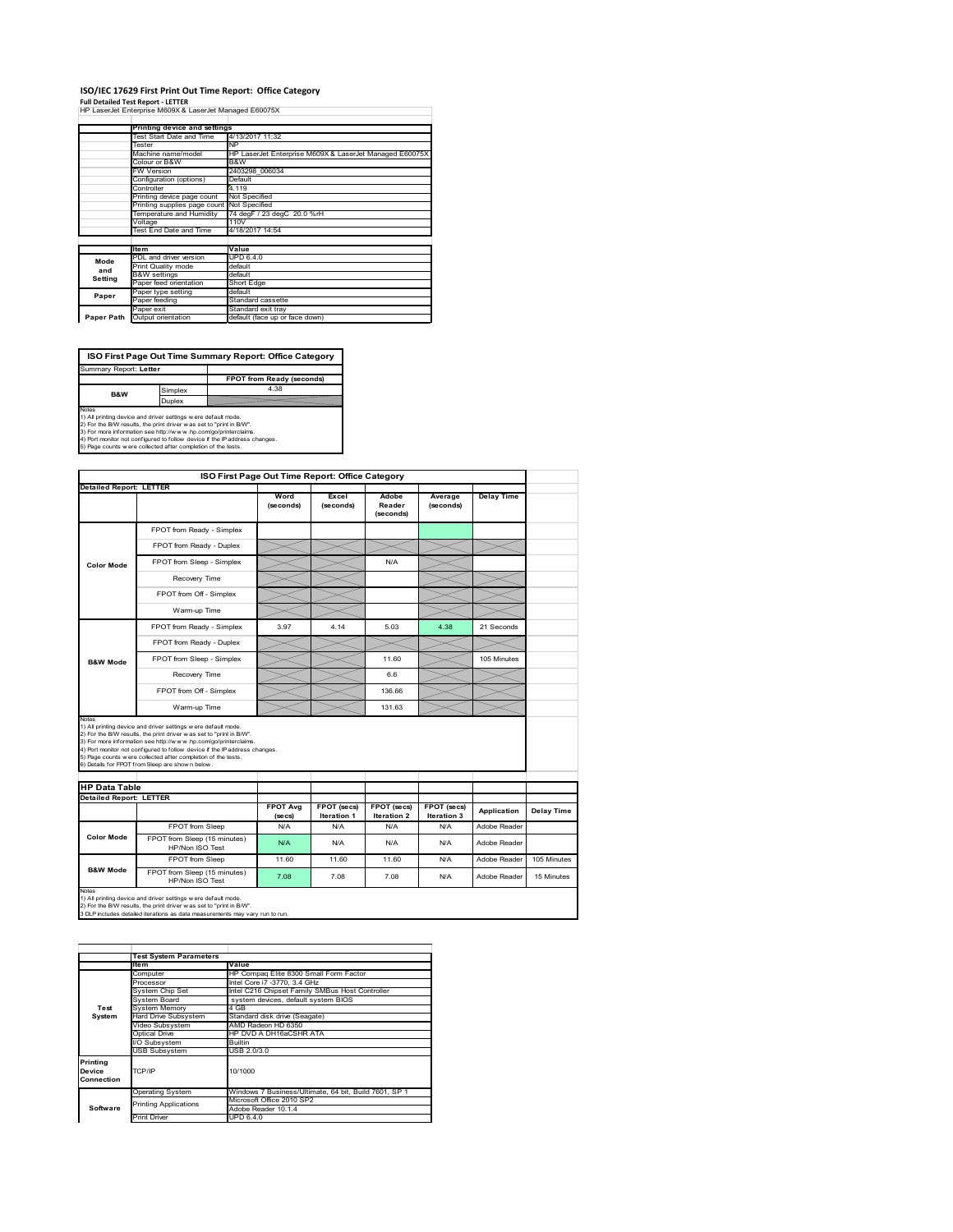# ISO/IEC 17629 First Print Out Time Report: Office Category

**Full Detailed Test Report - LETTER**

HP LaserJet Enterprise M609X & LaserJet Managed E60075X

| | Printing device and settings | |
|---|---|---|
| | Test Start Date and Time | 4/13/2017 11:32 |
| | Tester | NP |
| | Machine name/model | HP LaserJet Enterprise M609X & LaserJet Managed E60075X |
| | Colour or B&W | B&W |
| | FW Version | 2403298_006034 |
| | Configuration (options) | Default |
| | Controller | 4.119 |
| | Printing device page count | Not Specified |
| | Printing supplies page count | Not Specified |
| | Temperature and Humidity | 74 degF / 23 degC 20.0 %rH |
| | Voltage | 110V |
| | Test End Date and Time | 4/18/2017 14:54 |

| | Item | Value |
|---|---|---|
| Mode and Setting | PDL and driver version | UPD 6.4.0 |
| | Print Quality mode | default |
| | B&W settings | default |
| | Paper feed orientation | Short Edge |
| Paper | Paper type setting | default |
| | Paper feeding | Standard cassette |
| | Paper exit | Standard exit tray |
| Paper Path | Output orientation | default (face up or face down) |

| ISO First Page Out Time Summary Report: Office Category | | |
|---|---|---|
| Summary Report: **Letter** | | |
| | | FPOT from Ready (seconds) |
| B&W | Simplex | 4.38 |
| | Duplex | |

Notes
1) All printing device and driver settings were default mode.
2) For the B/W results, the print driver was set to "print in B/W".
3) For more information see http://www.hp.com/go/printerclaims.
4) Port monitor not configured to follow device if the IP address changes.
5) Page counts were collected after completion of the tests.

| ISO First Page Out Time Report: Office Category | | | | | | |
|---|---|---|---|---|---|---|
| **Detailed Report: LETTER** | | Word (seconds) | Excel (seconds) | Adobe Reader (seconds) | Average (seconds) | Delay Time |
| Color Mode | FPOT from Ready - Simplex | | | | | |
| | FPOT from Ready - Duplex | | | | | |
| | FPOT from Sleep - Simplex | | | N/A | | |
| | Recovery Time | | | | | |
| | FPOT from Off - Simplex | | | | | |
| | Warm-up Time | | | | | |
| B&W Mode | FPOT from Ready - Simplex | 3.97 | 4.14 | 5.03 | 4.38 | 21 Seconds |
| | FPOT from Ready - Duplex | | | | | |
| | FPOT from Sleep - Simplex | | | 11.60 | | 105 Minutes |
| | Recovery Time | | | 6.6 | | |
| | FPOT from Off - Simplex | | | 136.66 | | |
| | Warm-up Time | | | 131.63 | | |

Notes
1) All printing device and driver settings were default mode.
2) For the B/W results, the print driver was set to "print in B/W".
3) For more information see http://www.hp.com/go/printerclaims.
4) Port monitor not configured to follow device if the IP address changes.
5) Page counts were collected after completion of the tests.
6) Details for FPOT from Sleep are shown below.

| HP Data Table | | | | | | | |
|---|---|---|---|---|---|---|---|
| **Detailed Report: LETTER** | | FPOT Avg (secs) | FPOT (secs) Iteration 1 | FPOT (secs) Iteration 2 | FPOT (secs) Iteration 3 | Application | Delay Time |
| Color Mode | FPOT from Sleep | N/A | N/A | N/A | N/A | Adobe Reader | |
| | FPOT from Sleep (15 minutes) HP/Non ISO Test | N/A | N/A | N/A | N/A | Adobe Reader | |
| B&W Mode | FPOT from Sleep | 11.60 | 11.60 | 11.60 | N/A | Adobe Reader | 105 Minutes |
| | FPOT from Sleep (15 minutes) HP/Non ISO Test | 7.08 | 7.08 | 7.08 | N/A | Adobe Reader | 15 Minutes |

Notes
1) All printing device and driver settings were default mode.
2) For the B/W results, the print driver was set to "print in B/W".
3 DLP includes detailed iterations as data measurements may vary run to run.

| | Test System Parameters | |
|---|---|---|
| | Item | Value |
| Test System | Computer | HP Compaq Elite 8300 Small Form Factor |
| | Processor | Intel Core i7 -3770, 3.4 GHz |
| | System Chip Set | Intel C216 Chipset Family SMBus Host Controller |
| | System Board | system devices, default system BIOS |
| | System Memory | 4 GB |
| | Hard Drive Subsystem | Standard disk drive (Seagate) |
| | Video Subsystem | AMD Radeon HD 6350 |
| | Optical Drive | HP DVD A DH16aCSHR ATA |
| | I/O Subsystem | Builtin |
| | USB Subsystem | USB 2.0/3.0 |
| Printing Device Connection | TCP/IP | 10/1000 |
| Software | Operating System | Windows 7 Business/Ultimate, 64 bit, Build 7601, SP 1 |
| | Printing Applications | Microsoft Office 2010 SP2 |
| | | Adobe Reader 10.1.4 |
| | Print Driver | UPD 6.4.0 |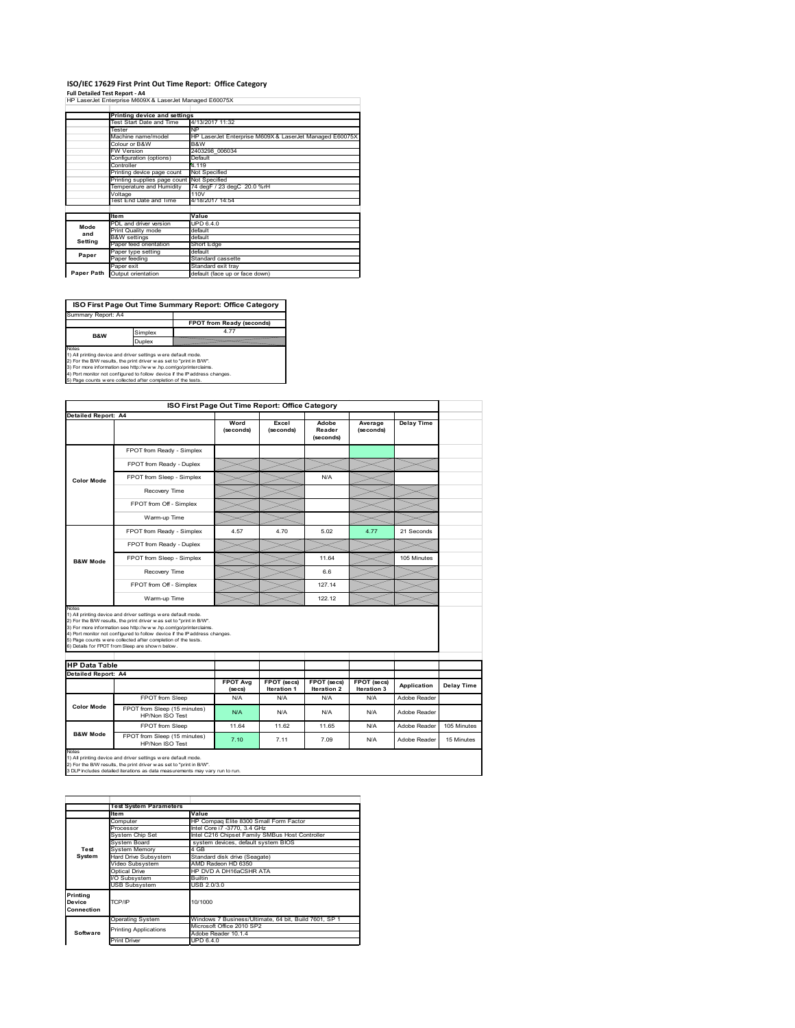# ISO/IEC 17629 First Print Out Time Report: Office Category

**Full Detailed Test Report ‐ A4**

HP LaserJet Enterprise M609X & LaserJet Managed E60075X

| | | |
|---|---|---|
| | **Printing device and settings** | |
| | Test Start Date and Time | 4/13/2017 11:32 |
| | Tester | NP |
| | Machine name/model | HP LaserJet Enterprise M609X & LaserJet Managed E60075X |
| | Colour or B&W | B&W |
| | FW Version | 2403298_006034 |
| | Configuration (options) | Default |
| | Controller | 4.119 |
| | Printing device page count | Not Specified |
| | Printing supplies page count | Not Specified |
| | Temperature and Humidity | 74 degF / 23 degC 20.0 %rH |
| | Voltage | 110V |
| | Test End Date and Time | 4/18/2017 14:54 |
| | | |
| | **Item** | **Value** |
| Mode and Setting | PDL and driver version | UPD 6.4.0 |
| | Print Quality mode | default |
| | B&W settings | default |
| | Paper feed orientation | Short Edge |
| Paper | Paper type setting | default |
| | Paper feeding | Standard cassette |
| | Paper exit | Standard exit tray |
| Paper Path | Output orientation | default (face up or face down) |

**ISO First Page Out Time Summary Report: Office Category**

| Summary Report: A4 | | |
|---|---|---|
| | | **FPOT from Ready (seconds)** |
| B&W | Simplex | 4.77 |
| | Duplex | |

Notes
1) All printing device and driver settings were default mode.
2) For the B/W results, the print driver was set to "print in B/W".
3) For more information see http://www.hp.com/go/printerclaims.
4) Port monitor not configured to follow device if the IP address changes.
5) Page counts were collected after completion of the tests.

**ISO First Page Out Time Report: Office Category**

| Detailed Report: A4 | | Word (seconds) | Excel (seconds) | Adobe Reader (seconds) | Average (seconds) | Delay Time |
|---|---|---|---|---|---|---|
| Color Mode | FPOT from Ready - Simplex | | | | | |
| | FPOT from Ready - Duplex | | | | | |
| | FPOT from Sleep - Simplex | | | N/A | | |
| | Recovery Time | | | | | |
| | FPOT from Off - Simplex | | | | | |
| | Warm-up Time | | | | | |
| B&W Mode | FPOT from Ready - Simplex | 4.57 | 4.70 | 5.02 | 4.77 | 21 Seconds |
| | FPOT from Ready - Duplex | | | | | |
| | FPOT from Sleep - Simplex | | | 11.64 | | 105 Minutes |
| | Recovery Time | | | 6.6 | | |
| | FPOT from Off - Simplex | | | 127.14 | | |
| | Warm-up Time | | | 122.12 | | |

Notes
1) All printing device and driver settings were default mode.
2) For the B/W results, the print driver was set to "print in B/W".
3) For more information see http://www.hp.com/go/printerclaims.
4) Port monitor not configured to follow device if the IP address changes.
5) Page counts were collected after completion of the tests.
6) Details for FPOT from Sleep are shown below.

**HP Data Table**

| Detailed Report: A4 | | FPOT Avg (secs) | FPOT (secs) Iteration 1 | FPOT (secs) Iteration 2 | FPOT (secs) Iteration 3 | Application | Delay Time |
|---|---|---|---|---|---|---|---|
| Color Mode | FPOT from Sleep | N/A | N/A | N/A | N/A | Adobe Reader | |
| | FPOT from Sleep (15 minutes) HP/Non ISO Test | N/A | N/A | N/A | N/A | Adobe Reader | |
| B&W Mode | FPOT from Sleep | 11.64 | 11.62 | 11.65 | N/A | Adobe Reader | 105 Minutes |
| | FPOT from Sleep (15 minutes) HP/Non ISO Test | 7.10 | 7.11 | 7.09 | N/A | Adobe Reader | 15 Minutes |

Notes
1) All printing device and driver settings were default mode.
2) For the B/W results, the print driver was set to "print in B/W".
3 DLP includes detailed iterations as data measurements may vary run to run.

| | | |
|---|---|---|
| | **Test System Parameters** | |
| | **Item** | **Value** |
| Test System | Computer | HP Compaq Elite 8300 Small Form Factor |
| | Processor | Intel Core i7 -3770, 3.4 GHz |
| | System Chip Set | Intel C216 Chipset Family SMBus Host Controller |
| | System Board | system devices, default system BIOS |
| | System Memory | 4 GB |
| | Hard Drive Subsystem | Standard disk drive (Seagate) |
| | Video Subsystem | AMD Radeon HD 6350 |
| | Optical Drive | HP DVD A DH16aCSHR ATA |
| | I/O Subsystem | Builtin |
| | USB Subsystem | USB 2.0/3.0 |
| Printing Device Connection | TCP/IP | 10/1000 |
| Software | Operating System | Windows 7 Business/Ultimate, 64 bit, Build 7601, SP 1 |
| | Printing Applications | Microsoft Office 2010 SP2 |
| | | Adobe Reader 10.1.4 |
| | Print Driver | UPD 6.4.0 |